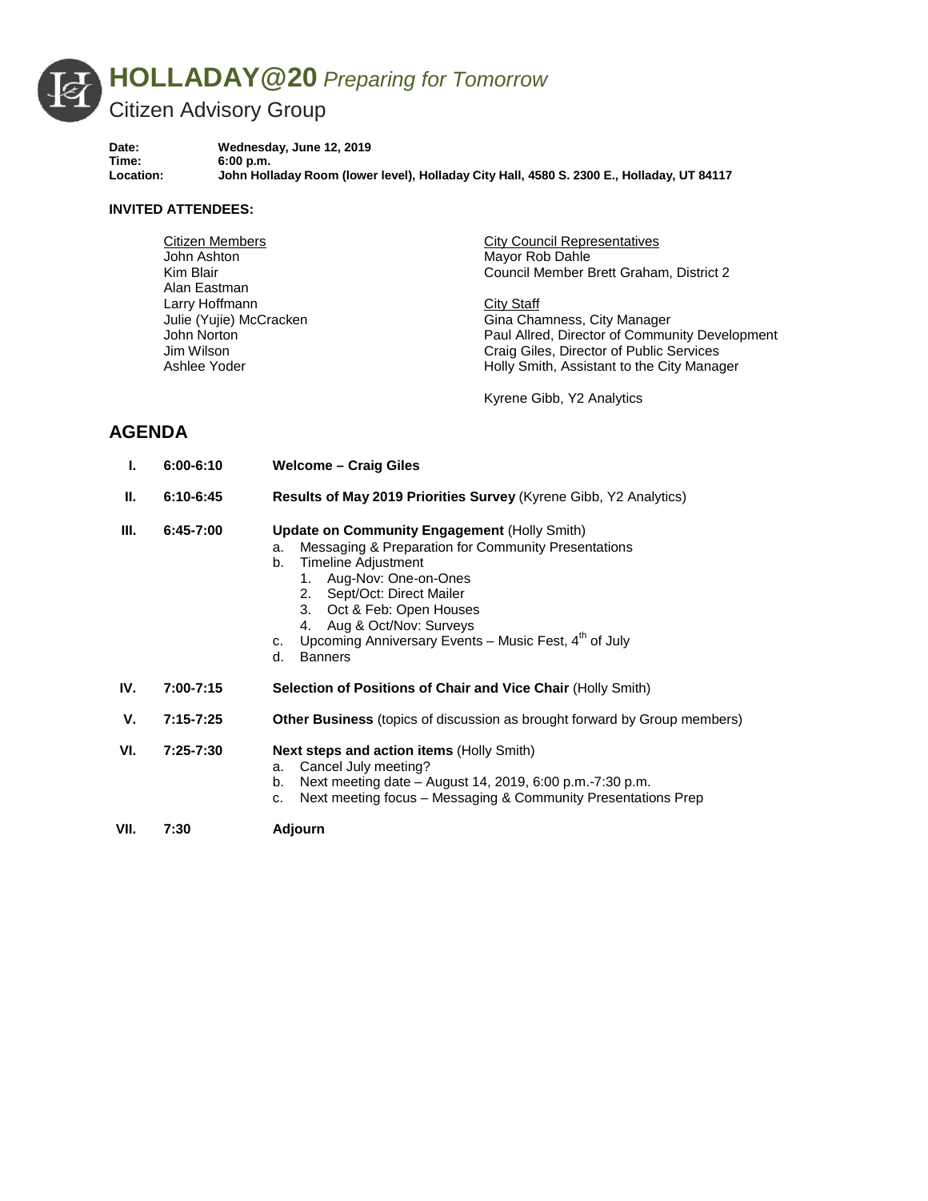# **HOLLADAY@20** *Preparing for Tomorrow*

## Citizen Advisory Group

**Date:** Wednesday, June 12, 2019
**Time:** 6:00 p.m.
**Location:** John Holladay Room (lower level), Holladay City Hall, 4580 S. 2300 E., Holladay, UT 84117

**INVITED ATTENDEES:**

Citizen Members
- John Ashton
- Kim Blair
- Alan Eastman
- Larry Hoffmann
- Julie (Yujie) McCracken
- John Norton
- Jim Wilson
- Ashlee Yoder

City Council Representatives
- Mayor Rob Dahle
- Council Member Brett Graham, District 2

City Staff
- Gina Chamness, City Manager
- Paul Allred, Director of Community Development
- Craig Giles, Director of Public Services
- Holly Smith, Assistant to the City Manager

Kyrene Gibb, Y2 Analytics

## AGENDA

**I.** 6:00-6:10 — **Welcome – Craig Giles**

**II.** 6:10-6:45 — **Results of May 2019 Priorities Survey** (Kyrene Gibb, Y2 Analytics)

**III.** 6:45-7:00 — **Update on Community Engagement** (Holly Smith)

a. Messaging & Preparation for Community Presentations
b. Timeline Adjustment
   1. Aug-Nov: One-on-Ones
   2. Sept/Oct: Direct Mailer
   3. Oct & Feb: Open Houses
   4. Aug & Oct/Nov: Surveys
c. Upcoming Anniversary Events – Music Fest, 4th of July
d. Banners

**IV.** 7:00-7:15 — **Selection of Positions of Chair and Vice Chair** (Holly Smith)

**V.** 7:15-7:25 — **Other Business** (topics of discussion as brought forward by Group members)

**VI.** 7:25-7:30 — **Next steps and action items** (Holly Smith)

a. Cancel July meeting?
b. Next meeting date – August 14, 2019, 6:00 p.m.-7:30 p.m.
c. Next meeting focus – Messaging & Community Presentations Prep

**VII.** 7:30 — **Adjourn**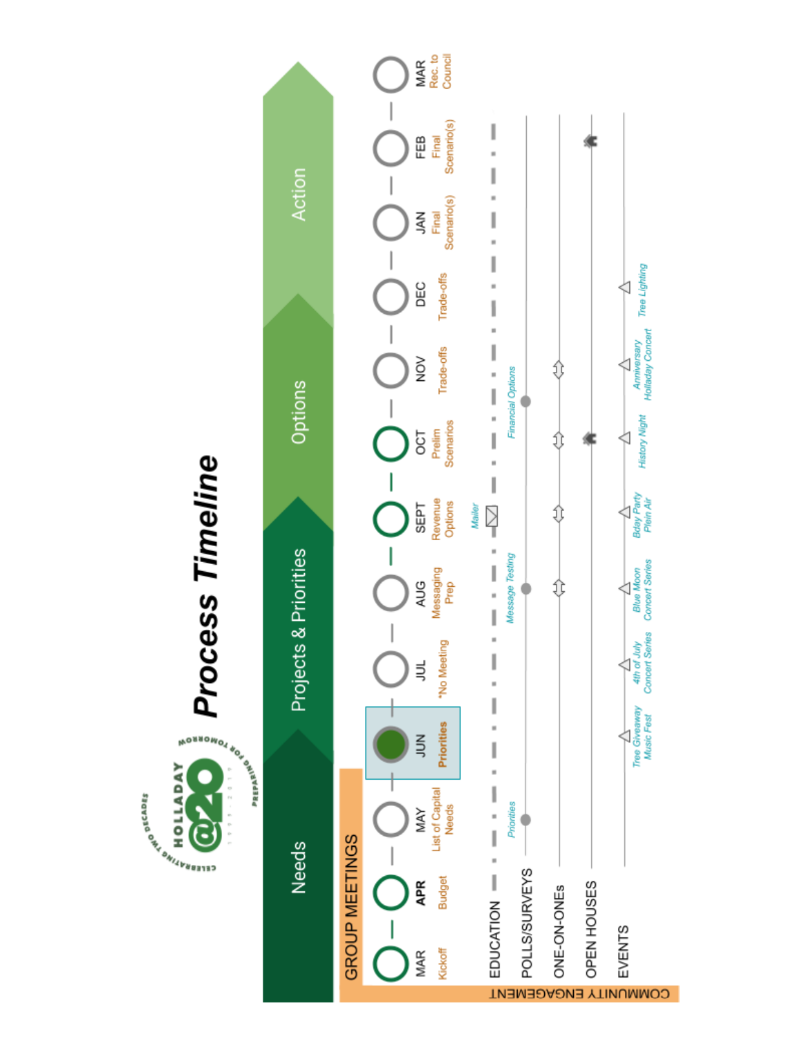HOLLADAY @20
CELEBRATING TWO DECADES · PREPARING FOR TOMORROW

# Process Timeline

Needs | Projects & Priorities | Options | Action

GROUP MEETINGS

MAR – Kickoff
APR – Budget
MAY – List of Capital Needs
JUN – Priorities
JUL – *No Meeting
AUG – Messaging Prep
SEPT – Revenue Options
OCT – Prelim Scenarios
NOV – Trade-offs
DEC – Trade-offs
JAN – Final Scenario(s)
FEB – Final Scenario(s)
MAR – Rec. to Council

COMMUNITY ENGAGEMENT

EDUCATION
Mailer

POLLS/SURVEYS
Priorities
Message Testing
Financial Options

ONE-ON-ONEs

OPEN HOUSES

EVENTS
Tree Giveaway Music Fest
4th of July Concert Series
Blue Moon Concert Series
Bday Party Plein Air
History Night
Anniversary Holladay Concert
Tree Lighting